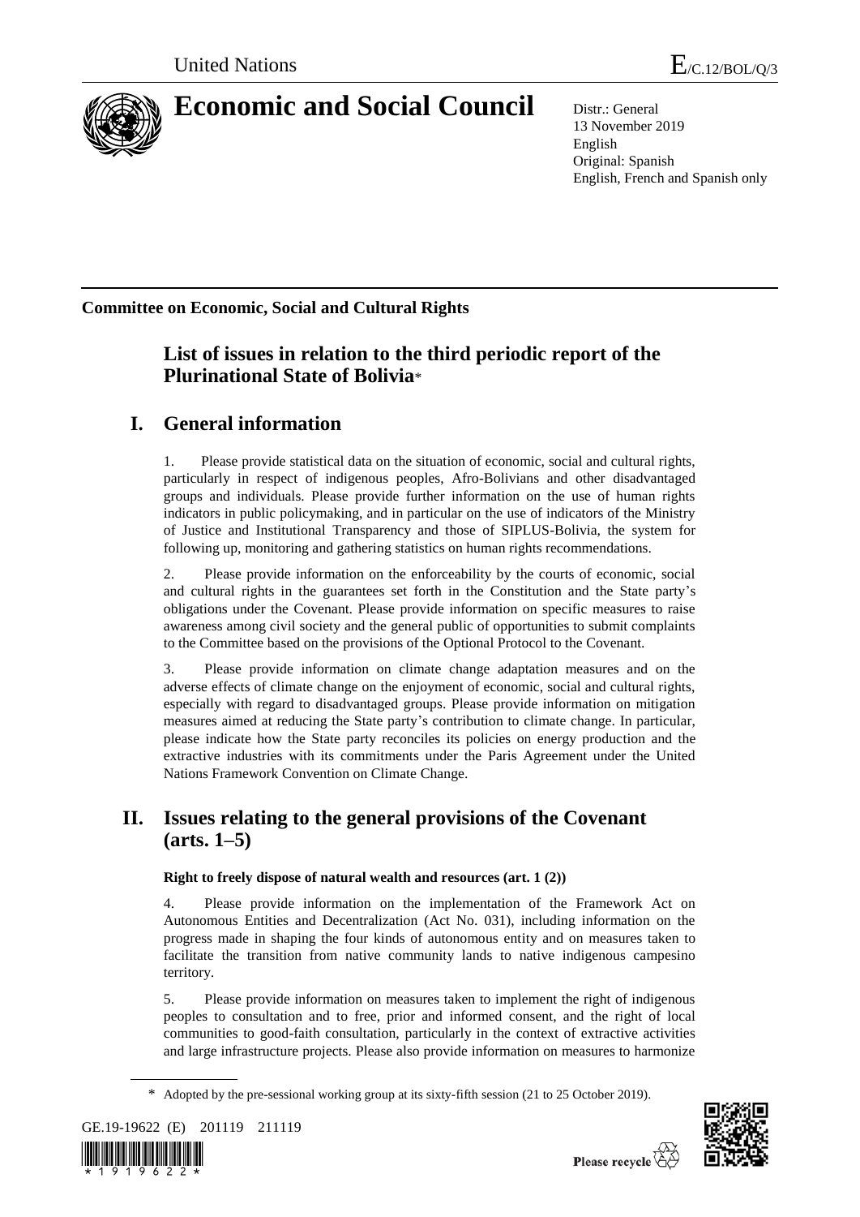United Nations E/C.12/BOL/Q/3

# Economic and Social Council

Distr.: General
13 November 2019
English
Original: Spanish
English, French and Spanish only

**Committee on Economic, Social and Cultural Rights**

## List of issues in relation to the third periodic report of the Plurinational State of Bolivia*

## I. General information

1. Please provide statistical data on the situation of economic, social and cultural rights, particularly in respect of indigenous peoples, Afro-Bolivians and other disadvantaged groups and individuals. Please provide further information on the use of human rights indicators in public policymaking, and in particular on the use of indicators of the Ministry of Justice and Institutional Transparency and those of SIPLUS-Bolivia, the system for following up, monitoring and gathering statistics on human rights recommendations.

2. Please provide information on the enforceability by the courts of economic, social and cultural rights in the guarantees set forth in the Constitution and the State party's obligations under the Covenant. Please provide information on specific measures to raise awareness among civil society and the general public of opportunities to submit complaints to the Committee based on the provisions of the Optional Protocol to the Covenant.

3. Please provide information on climate change adaptation measures and on the adverse effects of climate change on the enjoyment of economic, social and cultural rights, especially with regard to disadvantaged groups. Please provide information on mitigation measures aimed at reducing the State party's contribution to climate change. In particular, please indicate how the State party reconciles its policies on energy production and the extractive industries with its commitments under the Paris Agreement under the United Nations Framework Convention on Climate Change.

## II. Issues relating to the general provisions of the Covenant (arts. 1–5)

### Right to freely dispose of natural wealth and resources (art. 1 (2))

4. Please provide information on the implementation of the Framework Act on Autonomous Entities and Decentralization (Act No. 031), including information on the progress made in shaping the four kinds of autonomous entity and on measures taken to facilitate the transition from native community lands to native indigenous campesino territory.

5. Please provide information on measures taken to implement the right of indigenous peoples to consultation and to free, prior and informed consent, and the right of local communities to good-faith consultation, particularly in the context of extractive activities and large infrastructure projects. Please also provide information on measures to harmonize

\* Adopted by the pre-sessional working group at its sixty-fifth session (21 to 25 October 2019).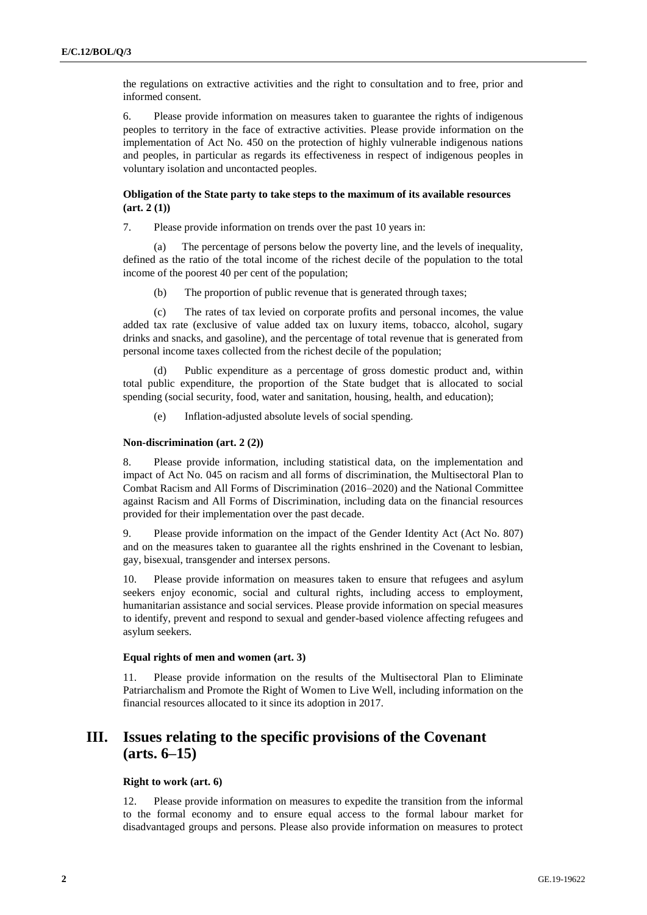the regulations on extractive activities and the right to consultation and to free, prior and informed consent.

6. Please provide information on measures taken to guarantee the rights of indigenous peoples to territory in the face of extractive activities. Please provide information on the implementation of Act No. 450 on the protection of highly vulnerable indigenous nations and peoples, in particular as regards its effectiveness in respect of indigenous peoples in voluntary isolation and uncontacted peoples.

### Obligation of the State party to take steps to the maximum of its available resources (art. 2 (1))

7. Please provide information on trends over the past 10 years in:

(a) The percentage of persons below the poverty line, and the levels of inequality, defined as the ratio of the total income of the richest decile of the population to the total income of the poorest 40 per cent of the population;

(b) The proportion of public revenue that is generated through taxes;

(c) The rates of tax levied on corporate profits and personal incomes, the value added tax rate (exclusive of value added tax on luxury items, tobacco, alcohol, sugary drinks and snacks, and gasoline), and the percentage of total revenue that is generated from personal income taxes collected from the richest decile of the population;

(d) Public expenditure as a percentage of gross domestic product and, within total public expenditure, the proportion of the State budget that is allocated to social spending (social security, food, water and sanitation, housing, health, and education);

(e) Inflation-adjusted absolute levels of social spending.

#### Non-discrimination (art. 2 (2))

8. Please provide information, including statistical data, on the implementation and impact of Act No. 045 on racism and all forms of discrimination, the Multisectoral Plan to Combat Racism and All Forms of Discrimination (2016–2020) and the National Committee against Racism and All Forms of Discrimination, including data on the financial resources provided for their implementation over the past decade.

9. Please provide information on the impact of the Gender Identity Act (Act No. 807) and on the measures taken to guarantee all the rights enshrined in the Covenant to lesbian, gay, bisexual, transgender and intersex persons.

10. Please provide information on measures taken to ensure that refugees and asylum seekers enjoy economic, social and cultural rights, including access to employment, humanitarian assistance and social services. Please provide information on special measures to identify, prevent and respond to sexual and gender-based violence affecting refugees and asylum seekers.

#### Equal rights of men and women (art. 3)

11. Please provide information on the results of the Multisectoral Plan to Eliminate Patriarchalism and Promote the Right of Women to Live Well, including information on the financial resources allocated to it since its adoption in 2017.

## III. Issues relating to the specific provisions of the Covenant (arts. 6–15)

#### Right to work (art. 6)

12. Please provide information on measures to expedite the transition from the informal to the formal economy and to ensure equal access to the formal labour market for disadvantaged groups and persons. Please also provide information on measures to protect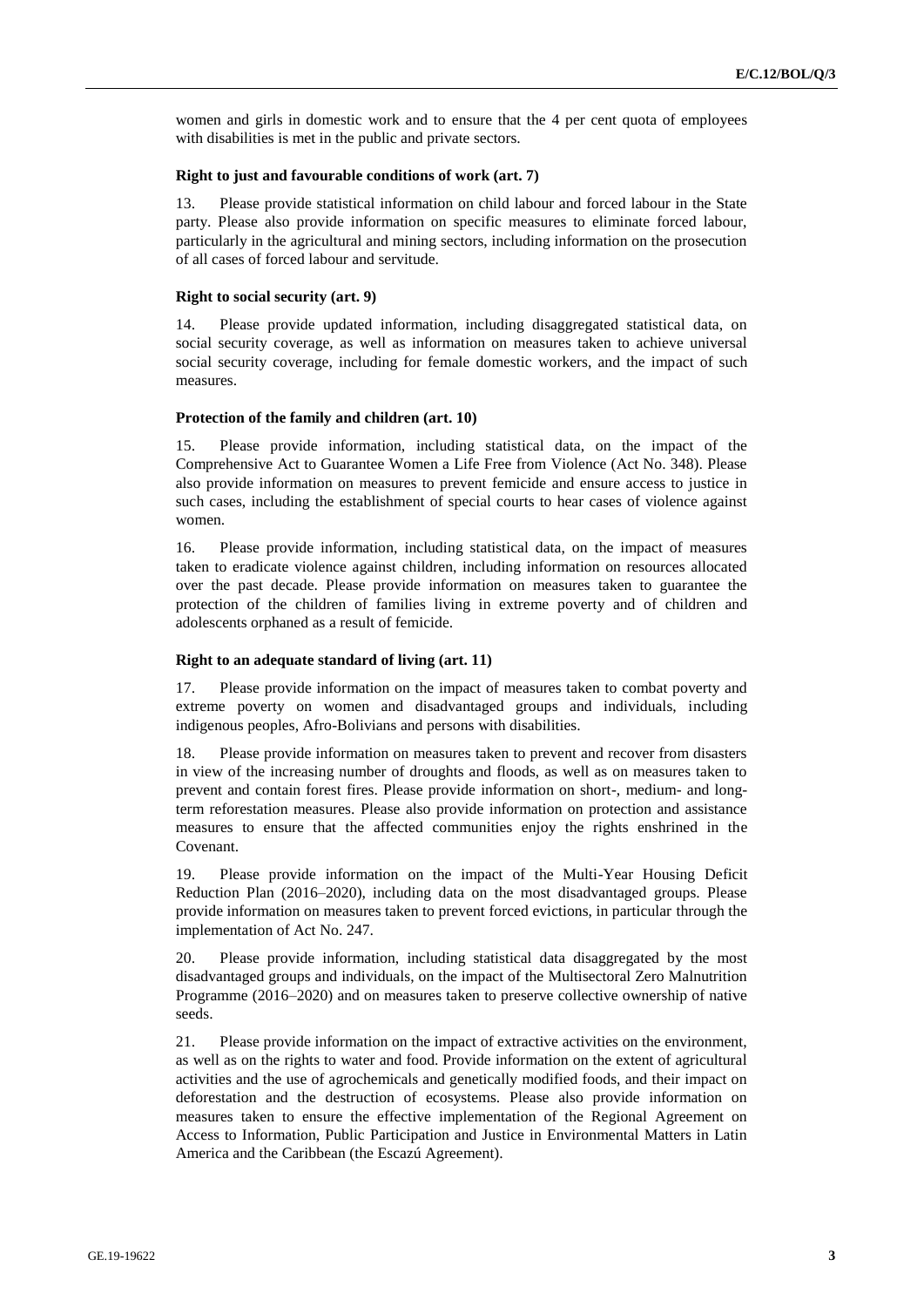women and girls in domestic work and to ensure that the 4 per cent quota of employees with disabilities is met in the public and private sectors.

### Right to just and favourable conditions of work (art. 7)

13. Please provide statistical information on child labour and forced labour in the State party. Please also provide information on specific measures to eliminate forced labour, particularly in the agricultural and mining sectors, including information on the prosecution of all cases of forced labour and servitude.

### Right to social security (art. 9)

14. Please provide updated information, including disaggregated statistical data, on social security coverage, as well as information on measures taken to achieve universal social security coverage, including for female domestic workers, and the impact of such measures.

### Protection of the family and children (art. 10)

15. Please provide information, including statistical data, on the impact of the Comprehensive Act to Guarantee Women a Life Free from Violence (Act No. 348). Please also provide information on measures to prevent femicide and ensure access to justice in such cases, including the establishment of special courts to hear cases of violence against women.

16. Please provide information, including statistical data, on the impact of measures taken to eradicate violence against children, including information on resources allocated over the past decade. Please provide information on measures taken to guarantee the protection of the children of families living in extreme poverty and of children and adolescents orphaned as a result of femicide.

### Right to an adequate standard of living (art. 11)

17. Please provide information on the impact of measures taken to combat poverty and extreme poverty on women and disadvantaged groups and individuals, including indigenous peoples, Afro-Bolivians and persons with disabilities.

18. Please provide information on measures taken to prevent and recover from disasters in view of the increasing number of droughts and floods, as well as on measures taken to prevent and contain forest fires. Please provide information on short-, medium- and long-term reforestation measures. Please also provide information on protection and assistance measures to ensure that the affected communities enjoy the rights enshrined in the Covenant.

19. Please provide information on the impact of the Multi-Year Housing Deficit Reduction Plan (2016–2020), including data on the most disadvantaged groups. Please provide information on measures taken to prevent forced evictions, in particular through the implementation of Act No. 247.

20. Please provide information, including statistical data disaggregated by the most disadvantaged groups and individuals, on the impact of the Multisectoral Zero Malnutrition Programme (2016–2020) and on measures taken to preserve collective ownership of native seeds.

21. Please provide information on the impact of extractive activities on the environment, as well as on the rights to water and food. Provide information on the extent of agricultural activities and the use of agrochemicals and genetically modified foods, and their impact on deforestation and the destruction of ecosystems. Please also provide information on measures taken to ensure the effective implementation of the Regional Agreement on Access to Information, Public Participation and Justice in Environmental Matters in Latin America and the Caribbean (the Escazú Agreement).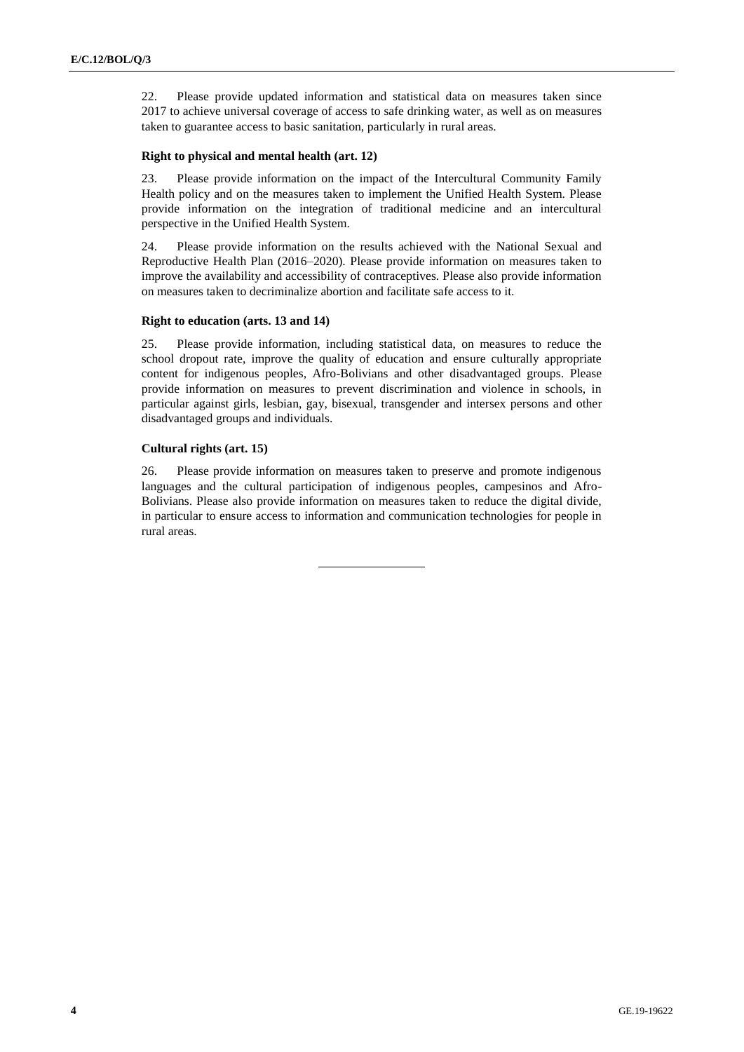22. Please provide updated information and statistical data on measures taken since 2017 to achieve universal coverage of access to safe drinking water, as well as on measures taken to guarantee access to basic sanitation, particularly in rural areas.

### Right to physical and mental health (art. 12)

23. Please provide information on the impact of the Intercultural Community Family Health policy and on the measures taken to implement the Unified Health System. Please provide information on the integration of traditional medicine and an intercultural perspective in the Unified Health System.

24. Please provide information on the results achieved with the National Sexual and Reproductive Health Plan (2016–2020). Please provide information on measures taken to improve the availability and accessibility of contraceptives. Please also provide information on measures taken to decriminalize abortion and facilitate safe access to it.

### Right to education (arts. 13 and 14)

25. Please provide information, including statistical data, on measures to reduce the school dropout rate, improve the quality of education and ensure culturally appropriate content for indigenous peoples, Afro-Bolivians and other disadvantaged groups. Please provide information on measures to prevent discrimination and violence in schools, in particular against girls, lesbian, gay, bisexual, transgender and intersex persons and other disadvantaged groups and individuals.

### Cultural rights (art. 15)

26. Please provide information on measures taken to preserve and promote indigenous languages and the cultural participation of indigenous peoples, campesinos and Afro-Bolivians. Please also provide information on measures taken to reduce the digital divide, in particular to ensure access to information and communication technologies for people in rural areas.